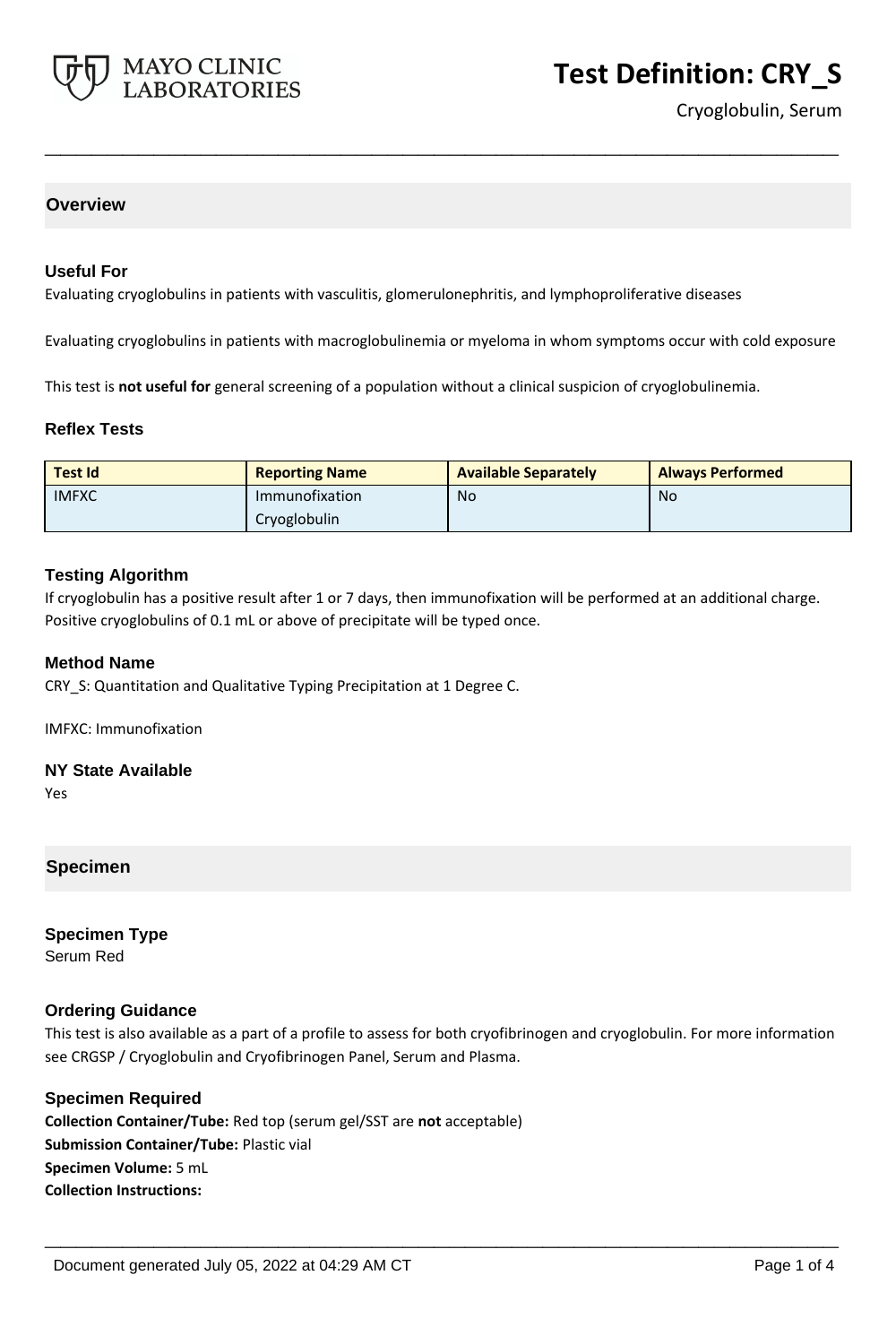MAYO CLINIC LABORATORIES

# Test Definition: CRY_S

Cryoglobulin, Serum

## Overview

### Useful For

Evaluating cryoglobulins in patients with vasculitis, glomerulonephritis, and lymphoproliferative diseases

Evaluating cryoglobulins in patients with macroglobulinemia or myeloma in whom symptoms occur with cold exposure

This test is **not useful for** general screening of a population without a clinical suspicion of cryoglobulinemia.

### Reflex Tests

| Test Id | Reporting Name | Available Separately | Always Performed |
|---|---|---|---|
| IMFXC | Immunofixation Cryoglobulin | No | No |

### Testing Algorithm

If cryoglobulin has a positive result after 1 or 7 days, then immunofixation will be performed at an additional charge. Positive cryoglobulins of 0.1 mL or above of precipitate will be typed once.

### Method Name

CRY_S: Quantitation and Qualitative Typing Precipitation at 1 Degree C.

IMFXC: Immunofixation

### NY State Available

Yes

## Specimen

### Specimen Type

Serum Red

### Ordering Guidance

This test is also available as a part of a profile to assess for both cryofibrinogen and cryoglobulin. For more information see CRGSP / Cryoglobulin and Cryofibrinogen Panel, Serum and Plasma.

### Specimen Required

**Collection Container/Tube:** Red top (serum gel/SST are **not** acceptable)
**Submission Container/Tube:** Plastic vial
**Specimen Volume:** 5 mL
**Collection Instructions:**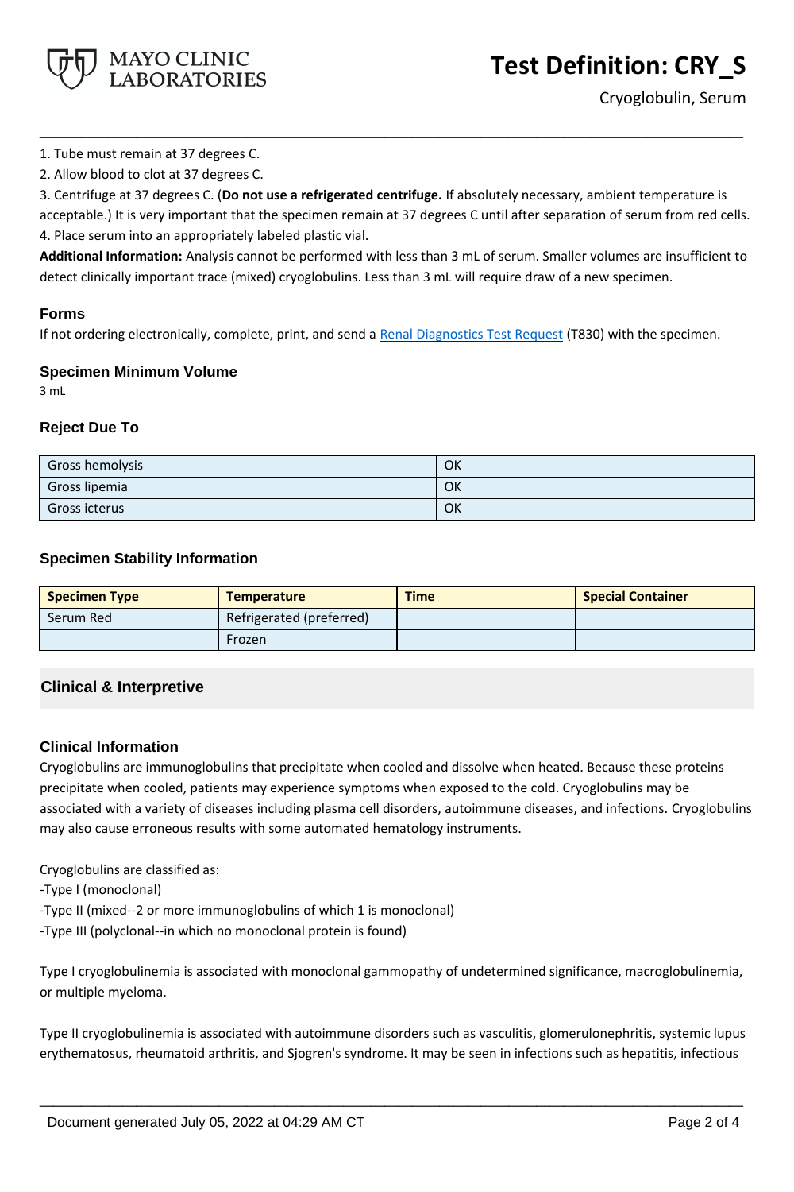1. Tube must remain at 37 degrees C.
2. Allow blood to clot at 37 degrees C.
3. Centrifuge at 37 degrees C. (**Do not use a refrigerated centrifuge.** If absolutely necessary, ambient temperature is acceptable.) It is very important that the specimen remain at 37 degrees C until after separation of serum from red cells.
4. Place serum into an appropriately labeled plastic vial.

**Additional Information:** Analysis cannot be performed with less than 3 mL of serum. Smaller volumes are insufficient to detect clinically important trace (mixed) cryoglobulins. Less than 3 mL will require draw of a new specimen.

### Forms

If not ordering electronically, complete, print, and send a Renal Diagnostics Test Request (T830) with the specimen.

### Specimen Minimum Volume

3 mL

### Reject Due To

| | |
|---|---|
| Gross hemolysis | OK |
| Gross lipemia | OK |
| Gross icterus | OK |

### Specimen Stability Information

| Specimen Type | Temperature | Time | Special Container |
|---|---|---|---|
| Serum Red | Refrigerated (preferred) | | |
| | Frozen | | |

## Clinical & Interpretive

### Clinical Information

Cryoglobulins are immunoglobulins that precipitate when cooled and dissolve when heated. Because these proteins precipitate when cooled, patients may experience symptoms when exposed to the cold. Cryoglobulins may be associated with a variety of diseases including plasma cell disorders, autoimmune diseases, and infections. Cryoglobulins may also cause erroneous results with some automated hematology instruments.

Cryoglobulins are classified as:
-Type I (monoclonal)
-Type II (mixed--2 or more immunoglobulins of which 1 is monoclonal)
-Type III (polyclonal--in which no monoclonal protein is found)

Type I cryoglobulinemia is associated with monoclonal gammopathy of undetermined significance, macroglobulinemia, or multiple myeloma.

Type II cryoglobulinemia is associated with autoimmune disorders such as vasculitis, glomerulonephritis, systemic lupus erythematosus, rheumatoid arthritis, and Sjogren's syndrome. It may be seen in infections such as hepatitis, infectious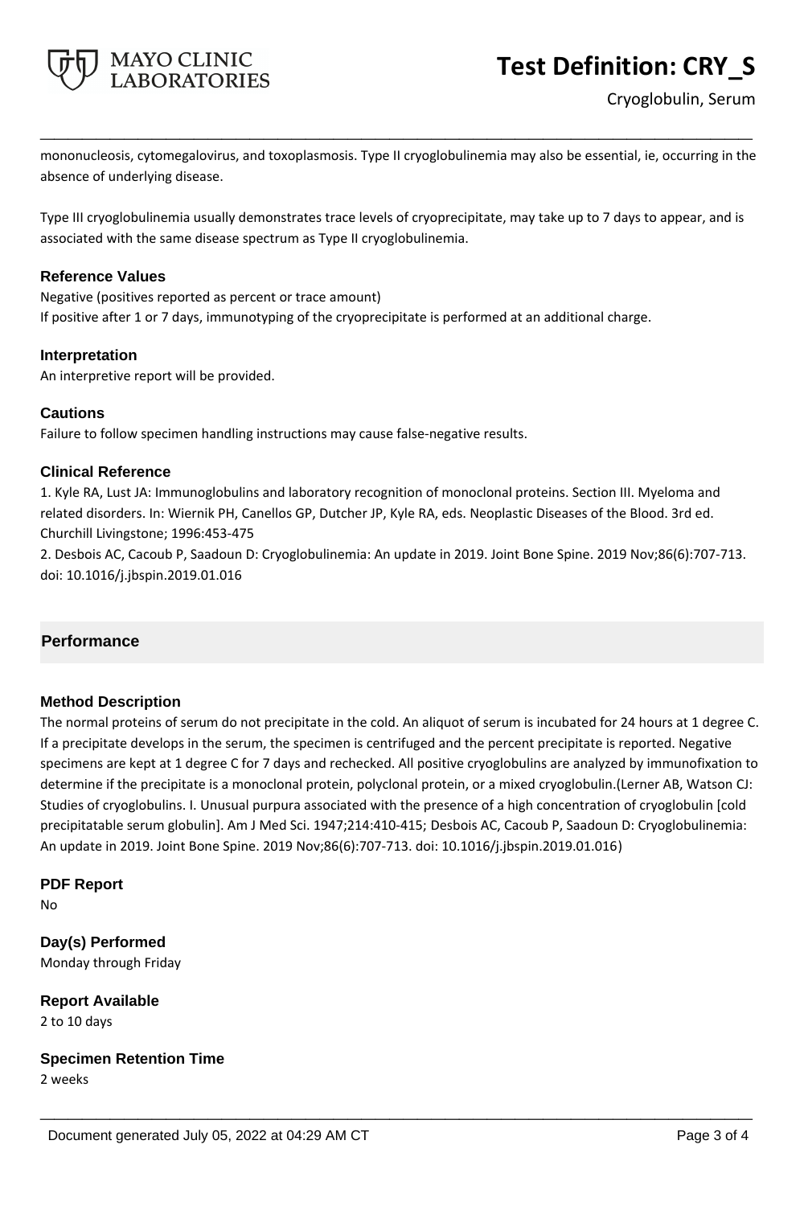mononucleosis, cytomegalovirus, and toxoplasmosis. Type II cryoglobulinemia may also be essential, ie, occurring in the absence of underlying disease.

Type III cryoglobulinemia usually demonstrates trace levels of cryoprecipitate, may take up to 7 days to appear, and is associated with the same disease spectrum as Type II cryoglobulinemia.

### Reference Values

Negative (positives reported as percent or trace amount)
If positive after 1 or 7 days, immunotyping of the cryoprecipitate is performed at an additional charge.

### Interpretation

An interpretive report will be provided.

### Cautions

Failure to follow specimen handling instructions may cause false-negative results.

### Clinical Reference

1. Kyle RA, Lust JA: Immunoglobulins and laboratory recognition of monoclonal proteins. Section III. Myeloma and related disorders. In: Wiernik PH, Canellos GP, Dutcher JP, Kyle RA, eds. Neoplastic Diseases of the Blood. 3rd ed. Churchill Livingstone; 1996:453-475
2. Desbois AC, Cacoub P, Saadoun D: Cryoglobulinemia: An update in 2019. Joint Bone Spine. 2019 Nov;86(6):707-713. doi: 10.1016/j.jbspin.2019.01.016

## Performance

### Method Description

The normal proteins of serum do not precipitate in the cold. An aliquot of serum is incubated for 24 hours at 1 degree C. If a precipitate develops in the serum, the specimen is centrifuged and the percent precipitate is reported. Negative specimens are kept at 1 degree C for 7 days and rechecked. All positive cryoglobulins are analyzed by immunofixation to determine if the precipitate is a monoclonal protein, polyclonal protein, or a mixed cryoglobulin.(Lerner AB, Watson CJ: Studies of cryoglobulins. I. Unusual purpura associated with the presence of a high concentration of cryoglobulin [cold precipitatable serum globulin]. Am J Med Sci. 1947;214:410-415; Desbois AC, Cacoub P, Saadoun D: Cryoglobulinemia: An update in 2019. Joint Bone Spine. 2019 Nov;86(6):707-713. doi: 10.1016/j.jbspin.2019.01.016)

### PDF Report

No

### Day(s) Performed

Monday through Friday

### Report Available

2 to 10 days

### Specimen Retention Time

2 weeks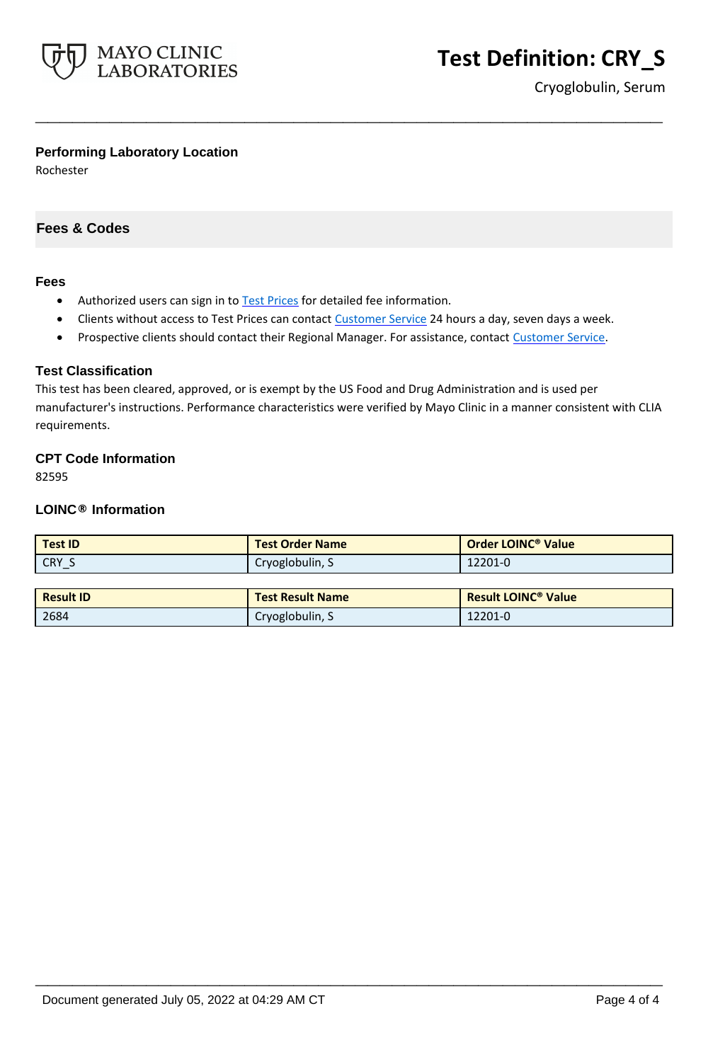**Performing Laboratory Location**

Rochester

## Fees & Codes

**Fees**

- Authorized users can sign in to Test Prices for detailed fee information.
- Clients without access to Test Prices can contact Customer Service 24 hours a day, seven days a week.
- Prospective clients should contact their Regional Manager. For assistance, contact Customer Service.

**Test Classification**

This test has been cleared, approved, or is exempt by the US Food and Drug Administration and is used per manufacturer's instructions. Performance characteristics were verified by Mayo Clinic in a manner consistent with CLIA requirements.

**CPT Code Information**

82595

**LOINC® Information**

| Test ID | Test Order Name | Order LOINC® Value |
|---|---|---|
| CRY_S | Cryoglobulin, S | 12201-0 |

| Result ID | Test Result Name | Result LOINC® Value |
|---|---|---|
| 2684 | Cryoglobulin, S | 12201-0 |